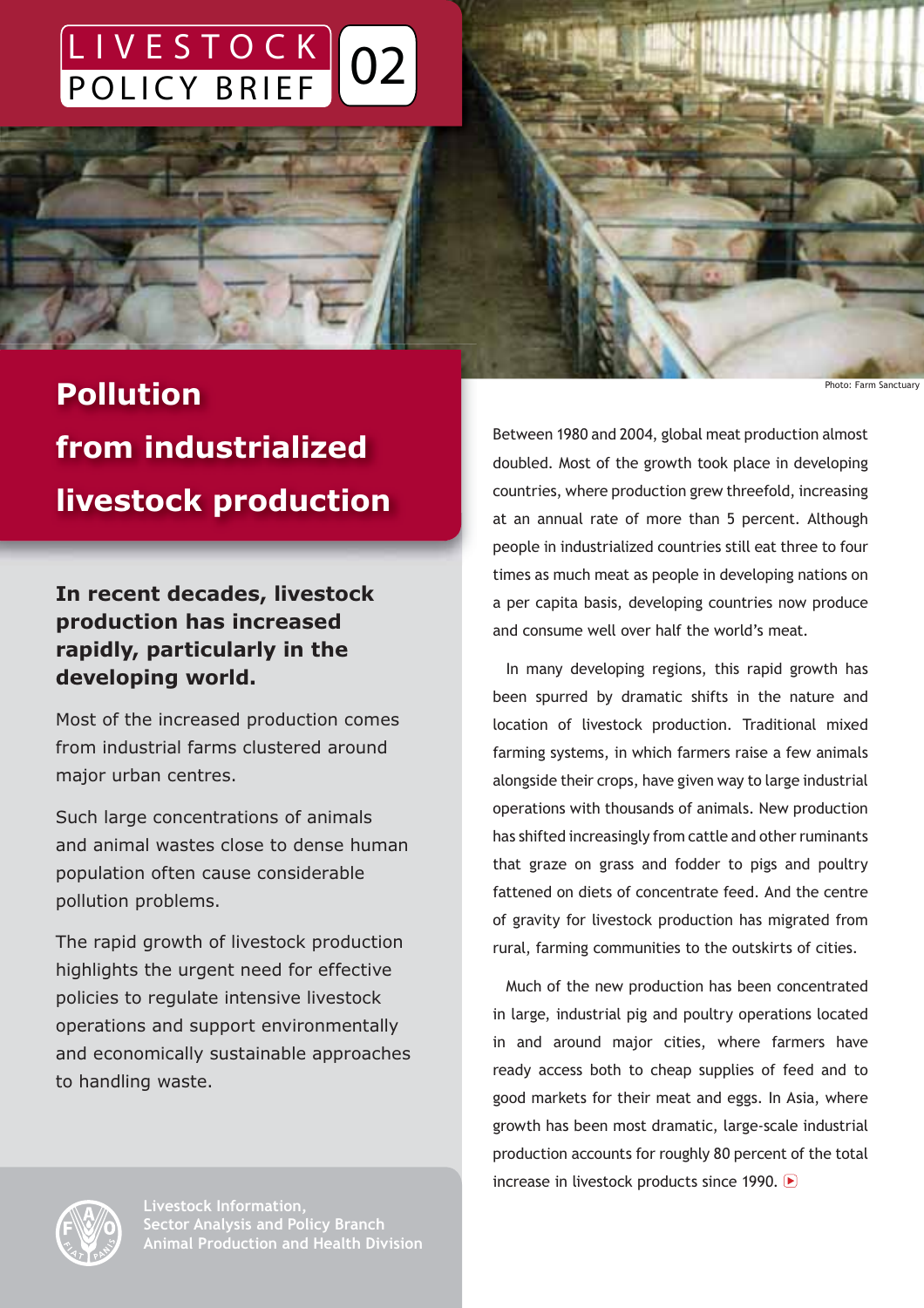LIVESTOCK POLICY BRIEF 02

# Pollution from industrialized livestock production

Photo: Farm Sanctuary

**In recent decades, livestock production has increased rapidly, particularly in the developing world.**

Most of the increased production comes from industrial farms clustered around major urban centres.

Such large concentrations of animals and animal wastes close to dense human population often cause considerable pollution problems.

The rapid growth of livestock production highlights the urgent need for effective policies to regulate intensive livestock operations and support environmentally and economically sustainable approaches to handling waste.

Livestock Information,
Sector Analysis and Policy Branch
Animal Production and Health Division

Between 1980 and 2004, global meat production almost doubled. Most of the growth took place in developing countries, where production grew threefold, increasing at an annual rate of more than 5 percent. Although people in industrialized countries still eat three to four times as much meat as people in developing nations on a per capita basis, developing countries now produce and consume well over half the world's meat.

In many developing regions, this rapid growth has been spurred by dramatic shifts in the nature and location of livestock production. Traditional mixed farming systems, in which farmers raise a few animals alongside their crops, have given way to large industrial operations with thousands of animals. New production has shifted increasingly from cattle and other ruminants that graze on grass and fodder to pigs and poultry fattened on diets of concentrate feed. And the centre of gravity for livestock production has migrated from rural, farming communities to the outskirts of cities.

Much of the new production has been concentrated in large, industrial pig and poultry operations located in and around major cities, where farmers have ready access both to cheap supplies of feed and to good markets for their meat and eggs. In Asia, where growth has been most dramatic, large-scale industrial production accounts for roughly 80 percent of the total increase in livestock products since 1990.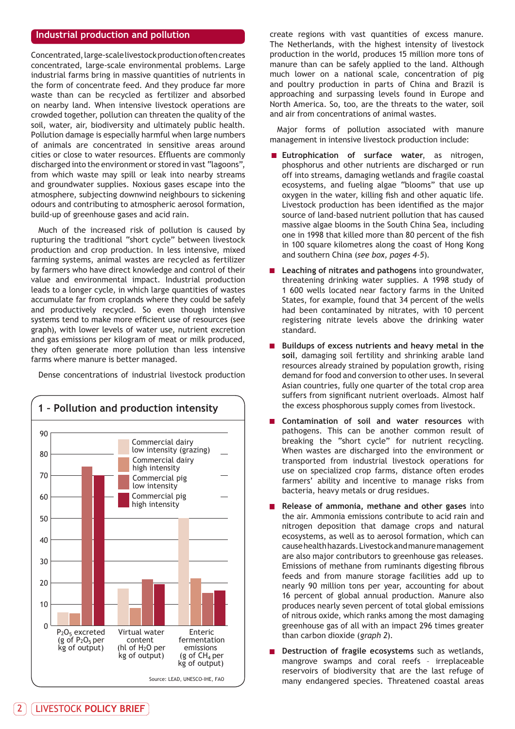## Industrial production and pollution

Concentrated, large-scale livestock production often creates concentrated, large-scale environmental problems. Large industrial farms bring in massive quantities of nutrients in the form of concentrate feed. And they produce far more waste than can be recycled as fertilizer and absorbed on nearby land. When intensive livestock operations are crowded together, pollution can threaten the quality of the soil, water, air, biodiversity and ultimately public health. Pollution damage is especially harmful when large numbers of animals are concentrated in sensitive areas around cities or close to water resources. Effluents are commonly discharged into the environment or stored in vast "lagoons", from which waste may spill or leak into nearby streams and groundwater supplies. Noxious gases escape into the atmosphere, subjecting downwind neighbours to sickening odours and contributing to atmospheric aerosol formation, build-up of greenhouse gases and acid rain.

Much of the increased risk of pollution is caused by rupturing the traditional "short cycle" between livestock production and crop production. In less intensive, mixed farming systems, animal wastes are recycled as fertilizer by farmers who have direct knowledge and control of their value and environmental impact. Industrial production leads to a longer cycle, in which large quantities of wastes accumulate far from croplands where they could be safely and productively recycled. So even though intensive systems tend to make more efficient use of resources (see graph), with lower levels of water use, nutrient excretion and gas emissions per kilogram of meat or milk produced, they often generate more pollution than less intensive farms where manure is better managed.

Dense concentrations of industrial livestock production create regions with vast quantities of excess manure. The Netherlands, with the highest intensity of livestock production in the world, produces 15 million more tons of manure than can be safely applied to the land. Although much lower on a national scale, concentration of pig and poultry production in parts of China and Brazil is approaching and surpassing levels found in Europe and North America. So, too, are the threats to the water, soil and air from concentrations of animal wastes.

### 1 – Pollution and production intensity

| | $P_2O_5$ excreted (g of $P_2O_5$ per kg of output) | Virtual water content (hl of $H_2O$ per kg of output) | Enteric fermentation emissions (g of $CH_4$ per kg of output) |
|---|---|---|---|
| Commercial dairy low intensity (grazing) | ~6 | ~17 | ~50 |
| Commercial dairy high intensity | ~6 | ~8 | ~22 |
| Commercial pig low intensity | ~74 | ~21 | ~15 |
| Commercial pig high intensity | ~70 | ~19 | ~16 |

Source: LEAD, UNESCO-IHE, FAO

Major forms of pollution associated with manure management in intensive livestock production include:

- **Eutrophication of surface water**, as nitrogen, phosphorus and other nutrients are discharged or run off into streams, damaging wetlands and fragile coastal ecosystems, and fueling algae "blooms" that use up oxygen in the water, killing fish and other aquatic life. Livestock production has been identified as the major source of land-based nutrient pollution that has caused massive algae blooms in the South China Sea, including one in 1998 that killed more than 80 percent of the fish in 100 square kilometres along the coast of Hong Kong and southern China (*see box, pages 4-5*).

- **Leaching of nitrates and pathogens** into groundwater, threatening drinking water supplies. A 1998 study of 1 600 wells located near factory farms in the United States, for example, found that 34 percent of the wells had been contaminated by nitrates, with 10 percent registering nitrate levels above the drinking water standard.

- **Buildups of excess nutrients and heavy metal in the soil**, damaging soil fertility and shrinking arable land resources already strained by population growth, rising demand for food and conversion to other uses. In several Asian countries, fully one quarter of the total crop area suffers from significant nutrient overloads. Almost half the excess phosphorous supply comes from livestock.

- **Contamination of soil and water resources** with pathogens. This can be another common result of breaking the "short cycle" for nutrient recycling. When wastes are discharged into the environment or transported from industrial livestock operations for use on specialized crop farms, distance often erodes farmers' ability and incentive to manage risks from bacteria, heavy metals or drug residues.

- **Release of ammonia, methane and other gases** into the air. Ammonia emissions contribute to acid rain and nitrogen deposition that damage crops and natural ecosystems, as well as to aerosol formation, which can cause health hazards. Livestock and manure management are also major contributors to greenhouse gas releases. Emissions of methane from ruminants digesting fibrous feeds and from manure storage facilities add up to nearly 90 million tons per year, accounting for about 16 percent of global annual production. Manure also produces nearly seven percent of total global emissions of nitrous oxide, which ranks among the most damaging greenhouse gas of all with an impact 296 times greater than carbon dioxide (*graph 2*).

- **Destruction of fragile ecosystems** such as wetlands, mangrove swamps and coral reefs – irreplaceable reservoirs of biodiversity that are the last refuge of many endangered species. Threatened coastal areas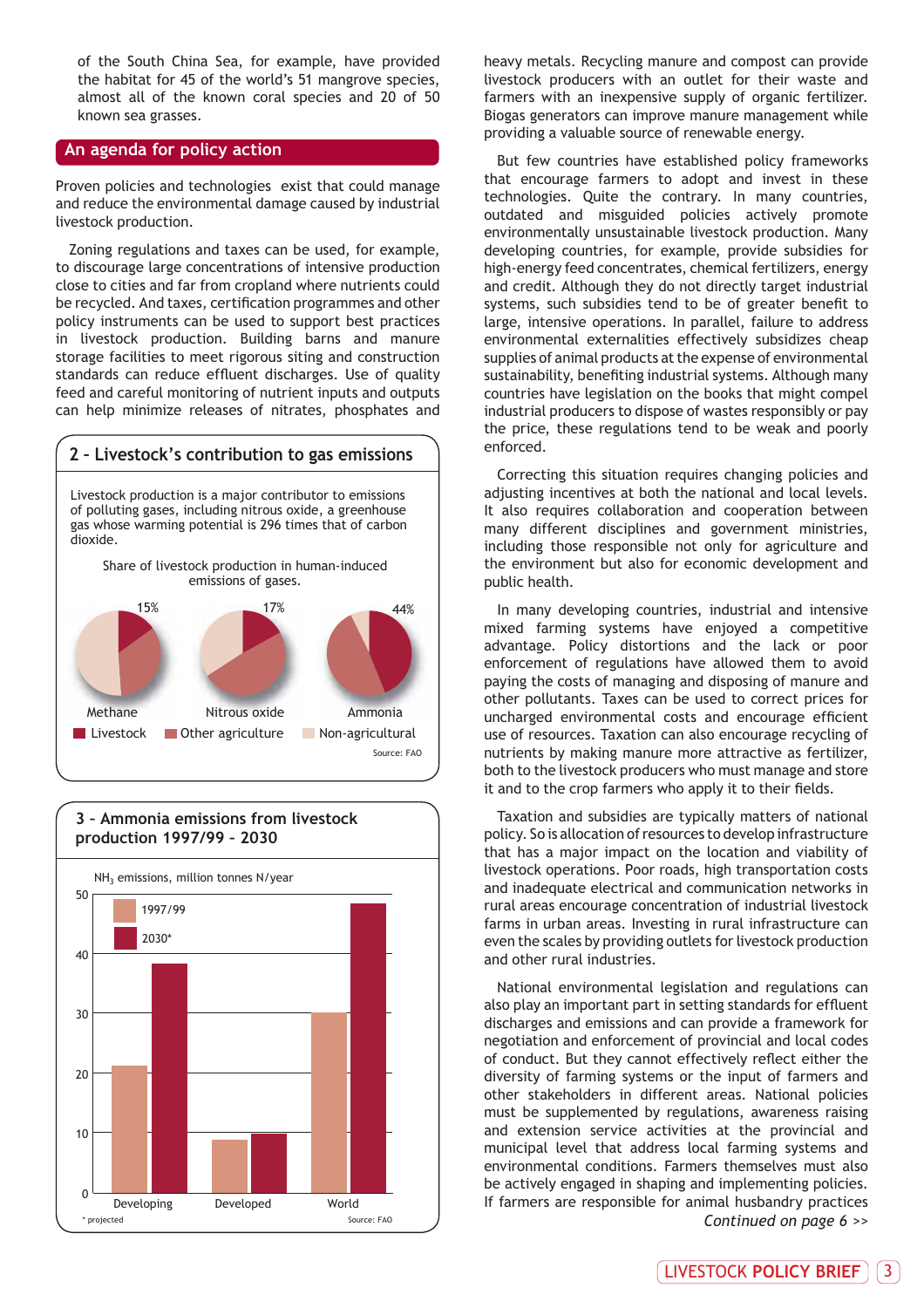of the South China Sea, for example, have provided the habitat for 45 of the world's 51 mangrove species, almost all of the known coral species and 20 of 50 known sea grasses.

## An agenda for policy action

Proven policies and technologies exist that could manage and reduce the environmental damage caused by industrial livestock production.

Zoning regulations and taxes can be used, for example, to discourage large concentrations of intensive production close to cities and far from cropland where nutrients could be recycled. And taxes, certification programmes and other policy instruments can be used to support best practices in livestock production. Building barns and manure storage facilities to meet rigorous siting and construction standards can reduce effluent discharges. Use of quality feed and careful monitoring of nutrient inputs and outputs can help minimize releases of nitrates, phosphates and heavy metals. Recycling manure and compost can provide livestock producers with an outlet for their waste and farmers with an inexpensive supply of organic fertilizer. Biogas generators can improve manure management while providing a valuable source of renewable energy.

But few countries have established policy frameworks that encourage farmers to adopt and invest in these technologies. Quite the contrary. In many countries, outdated and misguided policies actively promote environmentally unsustainable livestock production. Many developing countries, for example, provide subsidies for high-energy feed concentrates, chemical fertilizers, energy and credit. Although they do not directly target industrial systems, such subsidies tend to be of greater benefit to large, intensive operations. In parallel, failure to address environmental externalities effectively subsidizes cheap supplies of animal products at the expense of environmental sustainability, benefiting industrial systems. Although many countries have legislation on the books that compel industrial producers to dispose of wastes responsibly or pay the price, these regulations tend to be weak and poorly enforced.

Correcting this situation requires changing policies and adjusting incentives at both the national and local levels. It also requires collaboration and cooperation between many different disciplines and government ministries, including those responsible not only for agriculture and the environment but also for economic development and public health.

In many developing countries, industrial and intensive mixed farming systems have enjoyed a competitive advantage. Policy distortions and the lack or poor enforcement of regulations have allowed them to avoid paying the costs of managing and disposing of manure and other pollutants. Taxes can be used to correct prices for uncharged environmental costs and encourage efficient use of resources. Taxation can also encourage recycling of nutrients by making manure more attractive as fertilizer, both to the livestock producers who must manage and store it and to the crop farmers who apply it to their fields.

Taxation and subsidies are typically matters of national policy. So is allocation of resources to develop infrastructure that has a major impact on the location and viability of livestock operations. Poor roads, high transportation costs and inadequate electrical and communication networks in rural areas encourage concentration of industrial livestock farms in urban areas. Investing in rural infrastructure can even the scales by providing outlets for livestock production and other rural industries.

National environmental legislation and regulations can also play an important part in setting standards for effluent discharges and emissions and can provide a framework for negotiation and enforcement of provincial and local codes of conduct. But they cannot effectively reflect either the diversity of farming systems or the input of farmers and other stakeholders in different areas. National policies must be supplemented by regulations, awareness raising and extension service activities at the provincial and municipal level that address local farming systems and environmental conditions. Farmers themselves must also be actively engaged in shaping and implementing policies. If farmers are responsible for animal husbandry practices

*Continued on page 6 >>*

### 2 - Livestock's contribution to gas emissions

Livestock production is a major contributor to emissions of polluting gases, including nitrous oxide, a greenhouse gas whose warming potential is 296 times that of carbon dioxide.

Share of livestock production in human-induced emissions of gases.

| Gas | Livestock share |
|---|---|
| Methane | 15% |
| Nitrous oxide | 17% |
| Ammonia | 44% |

Legend: Livestock, Other agriculture, Non-agricultural

Source: FAO

### 3 - Ammonia emissions from livestock production 1997/99 - 2030

$NH_3$ emissions, million tonnes N/year

| | 1997/99 | 2030* |
|---|---|---|
| Developing | ~21 | ~38 |
| Developed | ~9 | ~10 |
| World | ~30 | ~48 |

\* projected

Source: FAO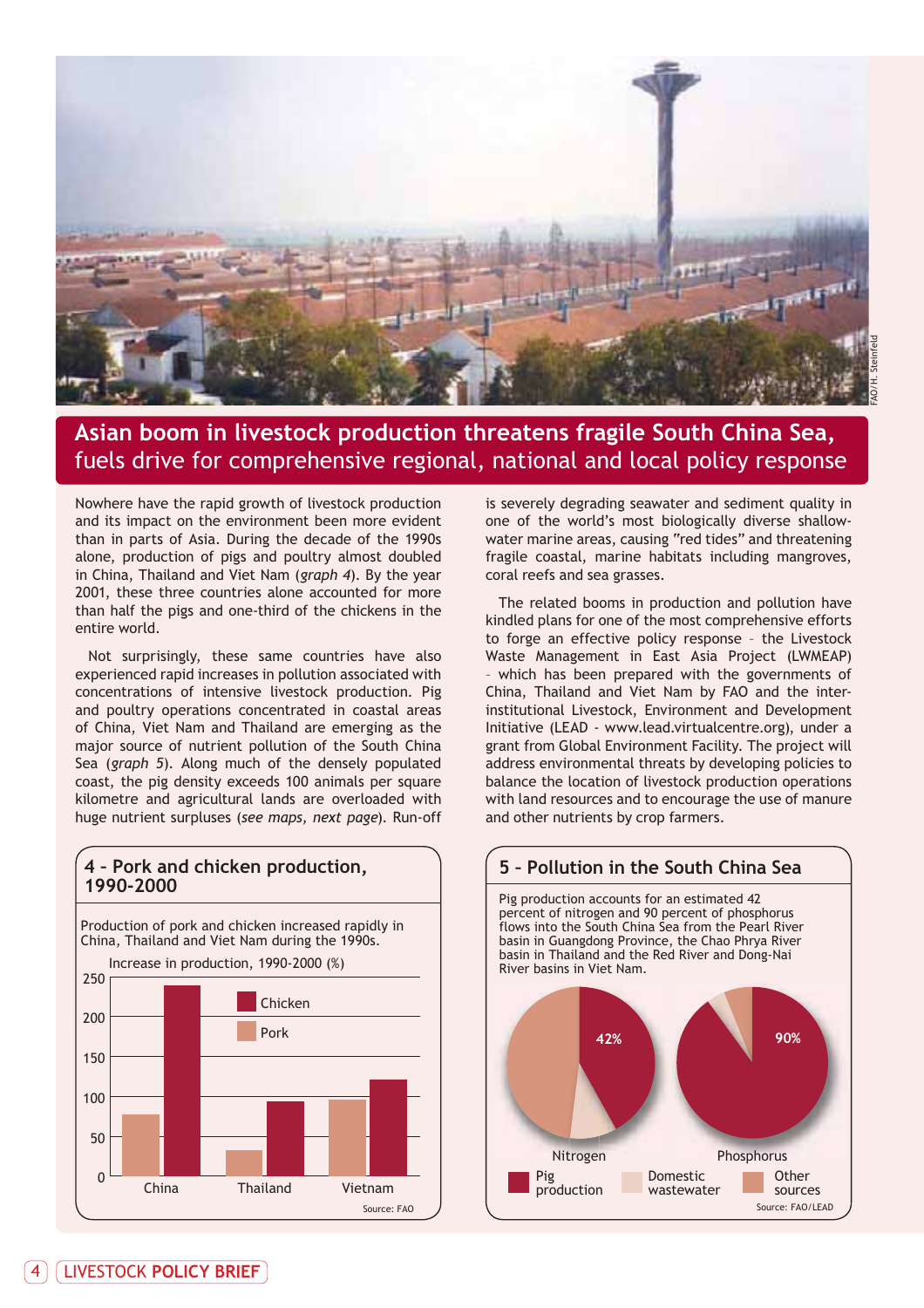# Asian boom in livestock production threatens fragile South China Sea, fuels drive for comprehensive regional, national and local policy response

Nowhere have the rapid growth of livestock production and its impact on the environment been more evident than in parts of Asia. During the decade of the 1990s alone, production of pigs and poultry almost doubled in China, Thailand and Viet Nam (*graph 4*). By the year 2001, these three countries alone accounted for more than half the pigs and one-third of the chickens in the entire world.

Not surprisingly, these same countries have also experienced rapid increases in pollution associated with concentrations of intensive livestock production. Pig and poultry operations concentrated in coastal areas of China, Viet Nam and Thailand are emerging as the major source of nutrient pollution of the South China Sea (*graph 5*). Along much of the densely populated coast, the pig density exceeds 100 animals per square kilometre and agricultural lands are overloaded with huge nutrient surpluses (*see maps, next page*). Run-off is severely degrading seawater and sediment quality in one of the world's most biologically diverse shallow-water marine areas, causing "red tides" and threatening fragile coastal, marine habitats including mangroves, coral reefs and sea grasses.

The related booms in production and pollution have kindled plans for one of the most comprehensive efforts to forge an effective policy response – the Livestock Waste Management in East Asia Project (LWMEAP) – which has been prepared with the governments of China, Thailand and Viet Nam by FAO and the inter-institutional Livestock, Environment and Development Initiative (LEAD - www.lead.virtualcentre.org), under a grant from Global Environment Facility. The project will address environmental threats by developing policies to balance the location of livestock production operations with land resources and to encourage the use of manure and other nutrients by crop farmers.

## 4 – Pork and chicken production, 1990-2000

Production of pork and chicken increased rapidly in China, Thailand and Viet Nam during the 1990s.

Increase in production, 1990-2000 (%)

| Country | Pork | Chicken |
|---|---|---|
| China | ~78 | ~238 |
| Thailand | ~32 | ~93 |
| Vietnam | ~95 | ~120 |

Source: FAO

## 5 – Pollution in the South China Sea

Pig production accounts for an estimated 42 percent of nitrogen and 90 percent of phosphorus flows into the South China Sea from the Pearl River basin in Guangdong Province, the Chao Phrya River basin in Thailand and the Red River and Dong-Nai River basins in Viet Nam.

Nitrogen: Pig production 42%; Domestic wastewater; Other sources

Phosphorus: Pig production 90%; Domestic wastewater; Other sources

Source: FAO/LEAD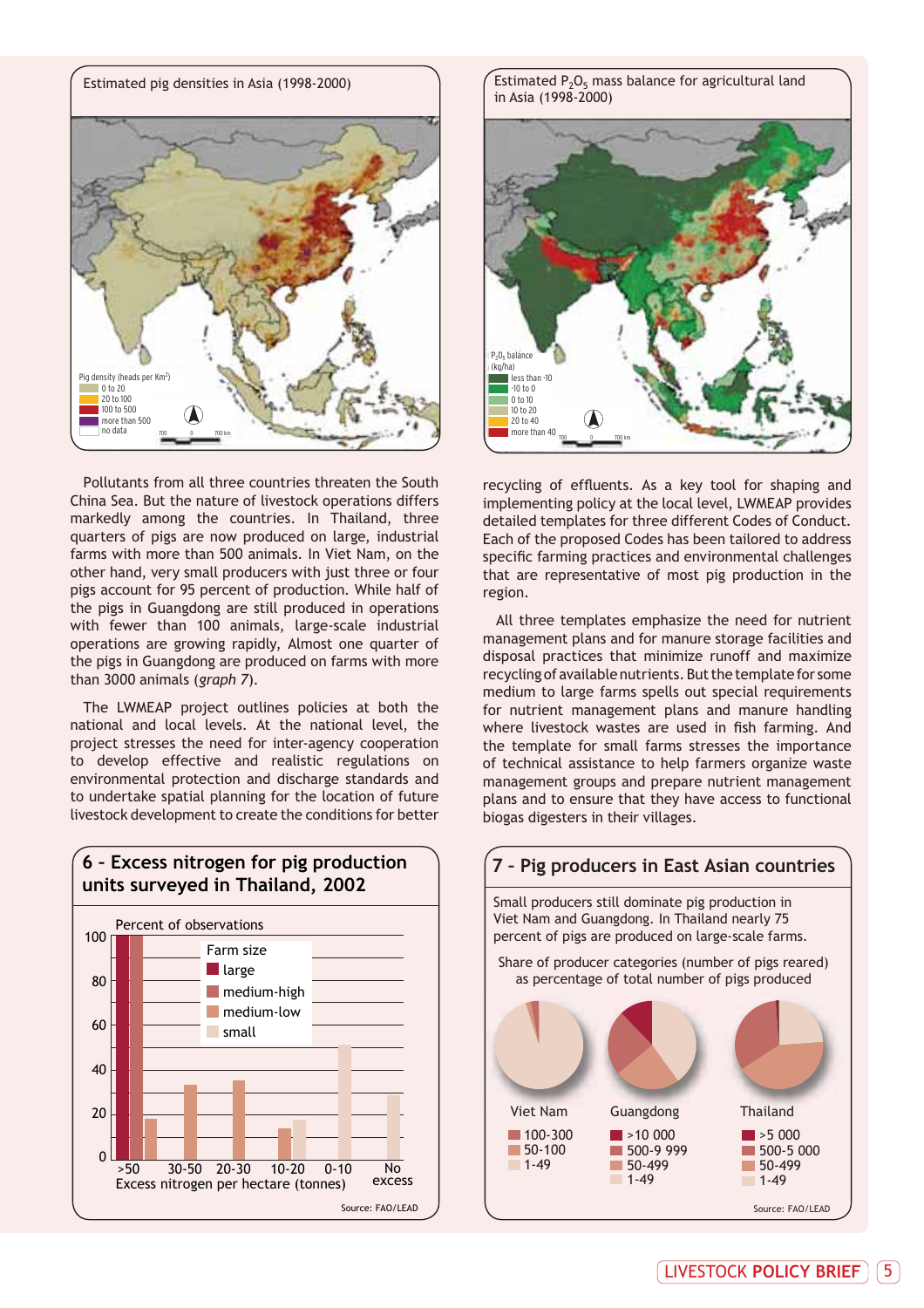Estimated pig densities in Asia (1998-2000)

Pig density (heads per Km²)
- 0 to 20
- 20 to 100
- 100 to 500
- more than 500
- no data

Estimated $P_2O_5$ mass balance for agricultural land in Asia (1998-2000)

$P_2O_5$ balance (kg/ha)
- less than -10
- -10 to 0
- 0 to 10
- 10 to 20
- 20 to 40
- more than 40

Pollutants from all three countries threaten the South China Sea. But the nature of livestock operations differs markedly among the countries. In Thailand, three quarters of pigs are now produced on large, industrial farms with more than 500 animals. In Viet Nam, on the other hand, very small producers with just three or four pigs account for 95 percent of production. While half of the pigs in Guangdong are still produced in operations with fewer than 100 animals, large-scale industrial operations are growing rapidly, Almost one quarter of the pigs in Guangdong are produced on farms with more than 3000 animals (*graph 7*).

The LWMEAP project outlines policies at both the national and local levels. At the national level, the project stresses the need for inter-agency cooperation to develop effective and realistic regulations on environmental protection and discharge standards and to undertake spatial planning for the location of future livestock development to create the conditions for better recycling of effluents. As a key tool for shaping and implementing policy at the local level, LWMEAP provides detailed templates for three different Codes of Conduct. Each of the proposed Codes has been tailored to address specific farming practices and environmental challenges that are representative of most pig production in the region.

All three templates emphasize the need for nutrient management plans and for manure storage facilities and disposal practices that minimize runoff and maximize recycling of available nutrients. But the template for some medium to large farms spells out special requirements for nutrient management plans and manure handling where livestock wastes are used in fish farming. And the template for small farms stresses the importance of technical assistance to help farmers organize waste management groups and prepare nutrient management plans and to ensure that they have access to functional biogas digesters in their villages.

## 6 - Excess nitrogen for pig production units surveyed in Thailand, 2002

Percent of observations, by excess nitrogen per hectare (tonnes)

| Farm size | >50 | 30-50 | 20-30 | 10-20 | 0-10 | No excess |
|---|---|---|---|---|---|---|
| large | 100 | | | | | |
| medium-high | 100 | | | | | |
| medium-low | 18 | 33 | 35 | 14 | | |
| small | | | | 18 | 52 | 29 |

Source: FAO/LEAD

## 7 - Pig producers in East Asian countries

Small producers still dominate pig production in Viet Nam and Guangdong. In Thailand nearly 75 percent of pigs are produced on large-scale farms.

Share of producer categories (number of pigs reared) as percentage of total number of pigs produced

Viet Nam: 100-300; 50-100; 1-49

Guangdong: >10 000; 500-9 999; 50-499; 1-49

Thailand: >5 000; 500-5 000; 50-499; 1-49

Source: FAO/LEAD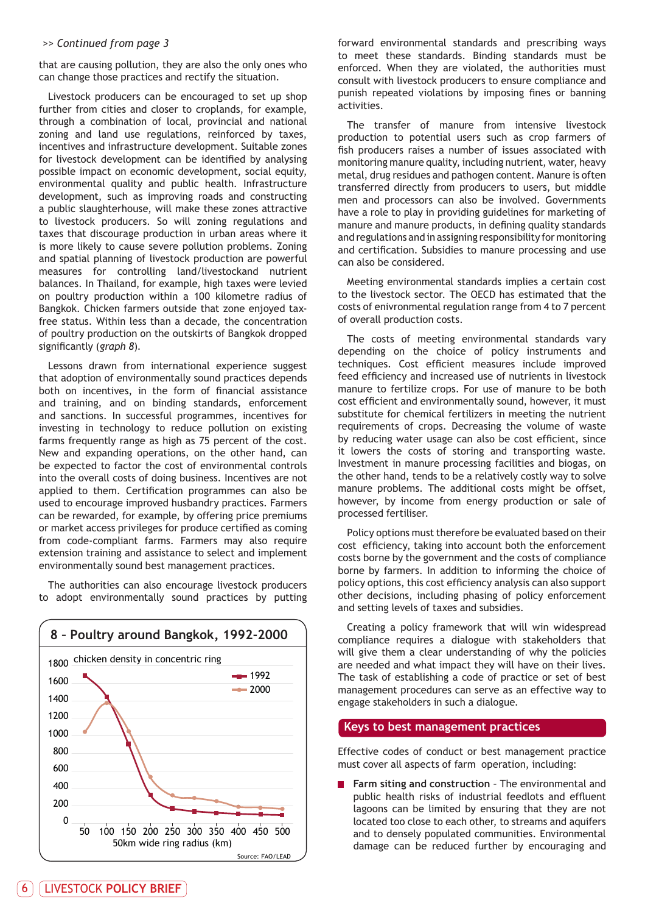*>> Continued from page 3*

that are causing pollution, they are also the only ones who can change those practices and rectify the situation.

Livestock producers can be encouraged to set up shop further from cities and closer to croplands, for example, through a combination of local, provincial and national zoning and land use regulations, reinforced by taxes, incentives and infrastructure development. Suitable zones for livestock development can be identified by analysing possible impact on economic development, social equity, environmental quality and public health. Infrastructure development, such as improving roads and constructing a public slaughterhouse, will make these zones attractive to livestock producers. So will zoning regulations and taxes that discourage production in urban areas where it is more likely to cause severe pollution problems. Zoning and spatial planning of livestock production are powerful measures for controlling land/livestockand nutrient balances. In Thailand, for example, high taxes were levied on poultry production within a 100 kilometre radius of Bangkok. Chicken farmers outside that zone enjoyed tax-free status. Within less than a decade, the concentration of poultry production on the outskirts of Bangkok dropped significantly (*graph 8*).

Lessons drawn from international experience suggest that adoption of environmentally sound practices depends both on incentives, in the form of financial assistance and training, and on binding standards, enforcement and sanctions. In successful programmes, incentives for investing in technology to reduce pollution on existing farms frequently range as high as 75 percent of the cost. New and expanding operations, on the other hand, can be expected to factor the cost of environmental controls into the overall costs of doing business. Incentives are not applied to them. Certification programmes can also be used to encourage improved husbandry practices. Farmers can be rewarded, for example, by offering price premiums or market access privileges for produce certified as coming from code-compliant farms. Farmers may also require extension training and assistance to select and implement environmentally sound best management practices.

The authorities can also encourage livestock producers to adopt environmentally sound practices by putting forward environmental standards and prescribing ways to meet these standards. Binding standards must be enforced. When they are violated, the authorities must consult with livestock producers to ensure compliance and punish repeated violations by imposing fines or banning activities.

**8 – Poultry around Bangkok, 1992-2000**

chicken density in concentric ring

| 50km wide ring radius (km) | 50 | 100 | 150 | 200 | 250 | 300 | 350 | 400 | 450 | 500 |
|---|---|---|---|---|---|---|---|---|---|---|
| 1992 | ~1650 | ~1440 | ~900 | ~310 | ~170 | ~140 | ~120 | ~110 | ~100 | ~90 |
| 2000 | ~1050 | ~1380 | ~1050 | ~530 | ~300 | ~280 | ~240 | ~180 | ~180 | ~160 |

Source: FAO/LEAD

The transfer of manure from intensive livestock production to potential users such as crop farmers of fish producers raises a number of issues associated with monitoring manure quality, including nutrient, water, heavy metal, drug residues and pathogen content. Manure is often transferred directly from producers to users, but middle men and processors can also be involved. Governments have a role to play in providing guidelines for marketing of manure and manure products, in defining quality standards and regulations and in assigning responsibility for monitoring and certification. Subsidies to manure processing and use can also be considered.

Meeting environmental standards implies a certain cost to the livestock sector. The OECD has estimated that the costs of enivronmental regulation range from 4 to 7 percent of overall production costs.

The costs of meeting environmental standards vary depending on the choice of policy instruments and techniques. Cost efficient measures include improved feed efficiency and increased use of nutrients in livestock manure to fertilize crops. For use of manure to be both cost efficient and environmentally sound, however, it must substitute for chemical fertilizers in meeting the nutrient requirements of crops. Decreasing the volume of waste by reducing water usage can also be cost efficient, since it lowers the costs of storing and transporting waste. Investment in manure processing facilities and biogas, on the other hand, tends to be a relatively costly way to solve manure problems. The additional costs might be offset, however, by income from energy production or sale of processed fertiliser.

Policy options must therefore be evaluated based on their cost efficiency, taking into account both the enforcement costs borne by the government and the costs of compliance borne by farmers. In addition to informing the choice of policy options, this cost efficiency analysis can also support other decisions, including phasing of policy enforcement and setting levels of taxes and subsidies.

Creating a policy framework that will win widespread compliance requires a dialogue with stakeholders that will give them a clear understanding of why the policies are needed and what impact they will have on their lives. The task of establishing a code of practice or set of best management procedures can serve as an effective way to engage stakeholders in such a dialogue.

## Keys to best management practices

Effective codes of conduct or best management practice must cover all aspects of farm operation, including:

- **Farm siting and construction** – The environmental and public health risks of industrial feedlots and effluent lagoons can be limited by ensuring that they are not located too close to each other, to streams and aquifers and to densely populated communities. Environmental damage can be reduced further by encouraging and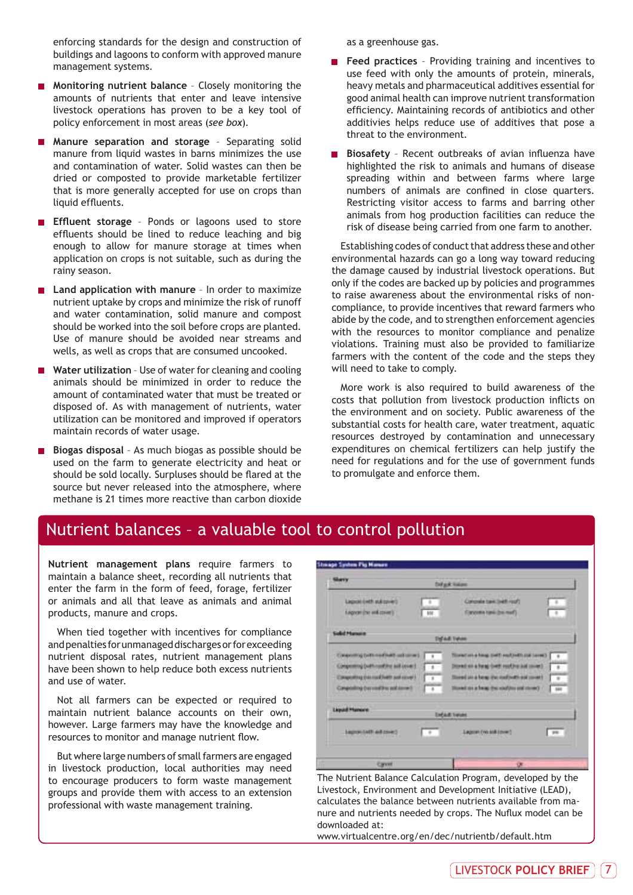enforcing standards for the design and construction of buildings and lagoons to conform with approved manure management systems.

- **Monitoring nutrient balance** – Closely monitoring the amounts of nutrients that enter and leave intensive livestock operations has proven to be a key tool of policy enforcement in most areas (*see box*).
- **Manure separation and storage** – Separating solid manure from liquid wastes in barns minimizes the use and contamination of water. Solid wastes can then be dried or composted to provide marketable fertilizer that is more generally accepted for use on crops than liquid effluents.
- **Effluent storage** – Ponds or lagoons used to store effluents should be lined to reduce leaching and big enough to allow for manure storage at times when application on crops is not suitable, such as during the rainy season.
- **Land application with manure** – In order to maximize nutrient uptake by crops and minimize the risk of runoff and water contamination, solid manure and compost should be worked into the soil before crops are planted. Use of manure should be avoided near streams and wells, as well as crops that are consumed uncooked.
- **Water utilization** - Use of water for cleaning and cooling animals should be minimized in order to reduce the amount of contaminated water that must be treated or disposed of. As with management of nutrients, water utilization can be monitored and improved if operators maintain records of water usage.
- **Biogas disposal** - As much biogas as possible should be used on the farm to generate electricity and heat or should be sold locally. Surpluses should be flared at the source but never released into the atmosphere, where methane is 21 times more reactive than carbon dioxide as a greenhouse gas.
- **Feed practices** – Providing training and incentives to use feed with only the amounts of protein, minerals, heavy metals and pharmaceutical additives essential for good animal health can improve nutrient transformation efficiency. Maintaining records of antibiotics and other additives helps reduce use of additives that pose a threat to the environment.
- **Biosafety** – Recent outbreaks of avian influenza have highlighted the risk to animals and humans of disease spreading within and between farms where large numbers of animals are confined in close quarters. Restricting visitor access to farms and barring other animals from hog production facilities can reduce the risk of disease being carried from one farm to another.

Establishing codes of conduct that address these and other environmental hazards can go a long way toward reducing the damage caused by industrial livestock operations. But only if the codes are backed up by policies and programmes to raise awareness about the environmental risks of non-compliance, to provide incentives that reward farmers who abide by the code, and to strengthen enforcement agencies with the resources to monitor compliance and penalize violations. Training must also be provided to familiarize farmers with the content of the code and the steps they will need to take to comply.

More work is also required to build awareness of the costs that pollution from livestock production inflicts on the environment and on society. Public awareness of the substantial costs for health care, water treatment, aquatic resources destroyed by contamination and unnecessary expenditures on chemical fertilizers can help justify the need for regulations and for the use of government funds to promulgate and enforce them.

## Nutrient balances – a valuable tool to control pollution

**Nutrient management plans** require farmers to maintain a balance sheet, recording all nutrients that enter the farm in the form of feed, forage, fertilizer or animals and all that leave as animals and animal products, manure and crops.

When tied together with incentives for compliance and penalties for unmanaged discharges or for exceeding nutrient disposal rates, nutrient management plans have been shown to help reduce both excess nutrients and use of water.

Not all farmers can be expected or required to maintain nutrient balance accounts on their own, however. Large farmers may have the knowledge and resources to monitor and manage nutrient flow.

But where large numbers of small farmers are engaged in livestock production, local authorities may need to encourage producers to form waste management groups and provide them with access to an extension professional with waste management training.

The Nutrient Balance Calculation Program, developed by the Livestock, Environment and Development Initiative (LEAD), calculates the balance between nutrients available from manure and nutrients needed by crops. The Nuflux model can be downloaded at: www.virtualcentre.org/en/dec/nutrientb/default.htm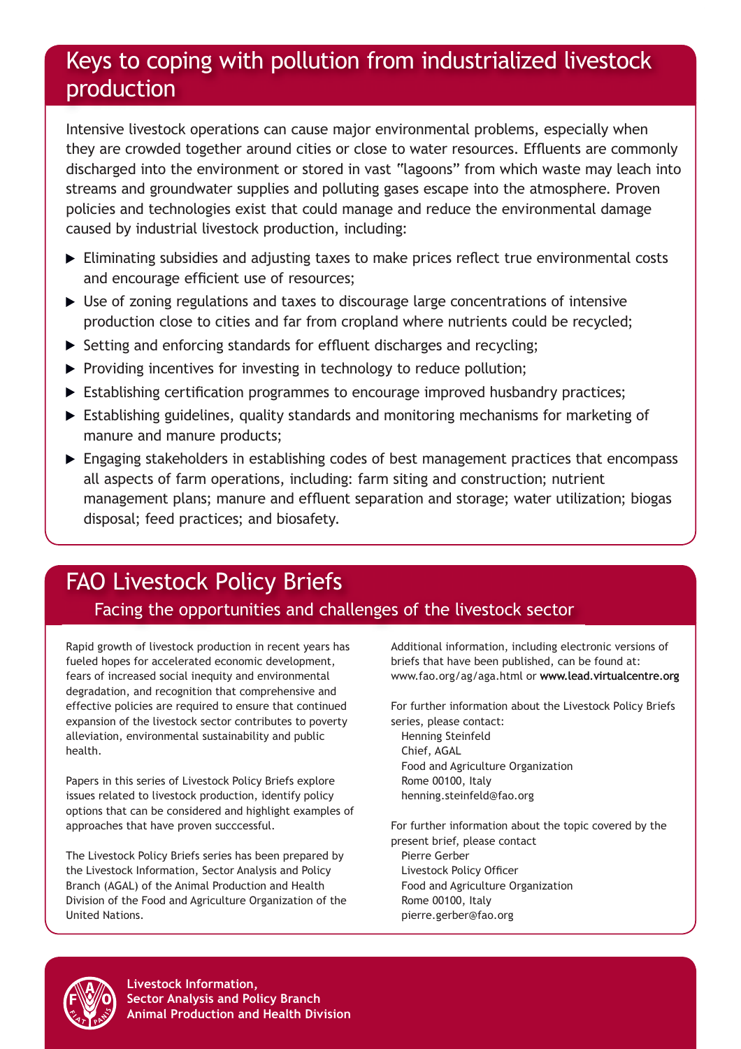## Keys to coping with pollution from industrialized livestock production

Intensive livestock operations can cause major environmental problems, especially when they are crowded together around cities or close to water resources. Effluents are commonly discharged into the environment or stored in vast "lagoons" from which waste may leach into streams and groundwater supplies and polluting gases escape into the atmosphere. Proven policies and technologies exist that could manage and reduce the environmental damage caused by industrial livestock production, including:

- Eliminating subsidies and adjusting taxes to make prices reflect true environmental costs and encourage efficient use of resources;
- Use of zoning regulations and taxes to discourage large concentrations of intensive production close to cities and far from cropland where nutrients could be recycled;
- Setting and enforcing standards for effluent discharges and recycling;
- Providing incentives for investing in technology to reduce pollution;
- Establishing certification programmes to encourage improved husbandry practices;
- Establishing guidelines, quality standards and monitoring mechanisms for marketing of manure and manure products;
- Engaging stakeholders in establishing codes of best management practices that encompass all aspects of farm operations, including: farm siting and construction; nutrient management plans; manure and effluent separation and storage; water utilization; biogas disposal; feed practices; and biosafety.

## FAO Livestock Policy Briefs

### Facing the opportunities and challenges of the livestock sector

Rapid growth of livestock production in recent years has fueled hopes for accelerated economic development, fears of increased social inequity and environmental degradation, and recognition that comprehensive and effective policies are required to ensure that continued expansion of the livestock sector contributes to poverty alleviation, environmental sustainability and public health.

Papers in this series of Livestock Policy Briefs explore issues related to livestock production, identify policy options that can be considered and highlight examples of approaches that have proven succcessful.

The Livestock Policy Briefs series has been prepared by the Livestock Information, Sector Analysis and Policy Branch (AGAL) of the Animal Production and Health Division of the Food and Agriculture Organization of the United Nations.

Additional information, including electronic versions of briefs that have been published, can be found at: www.fao.org/ag/aga.html or **www.lead.virtualcentre.org**

For further information about the Livestock Policy Briefs series, please contact:
Henning Steinfeld
Chief, AGAL
Food and Agriculture Organization
Rome 00100, Italy
henning.steinfeld@fao.org

For further information about the topic covered by the present brief, please contact
Pierre Gerber
Livestock Policy Officer
Food and Agriculture Organization
Rome 00100, Italy
pierre.gerber@fao.org

**Livestock Information,**
**Sector Analysis and Policy Branch**
**Animal Production and Health Division**